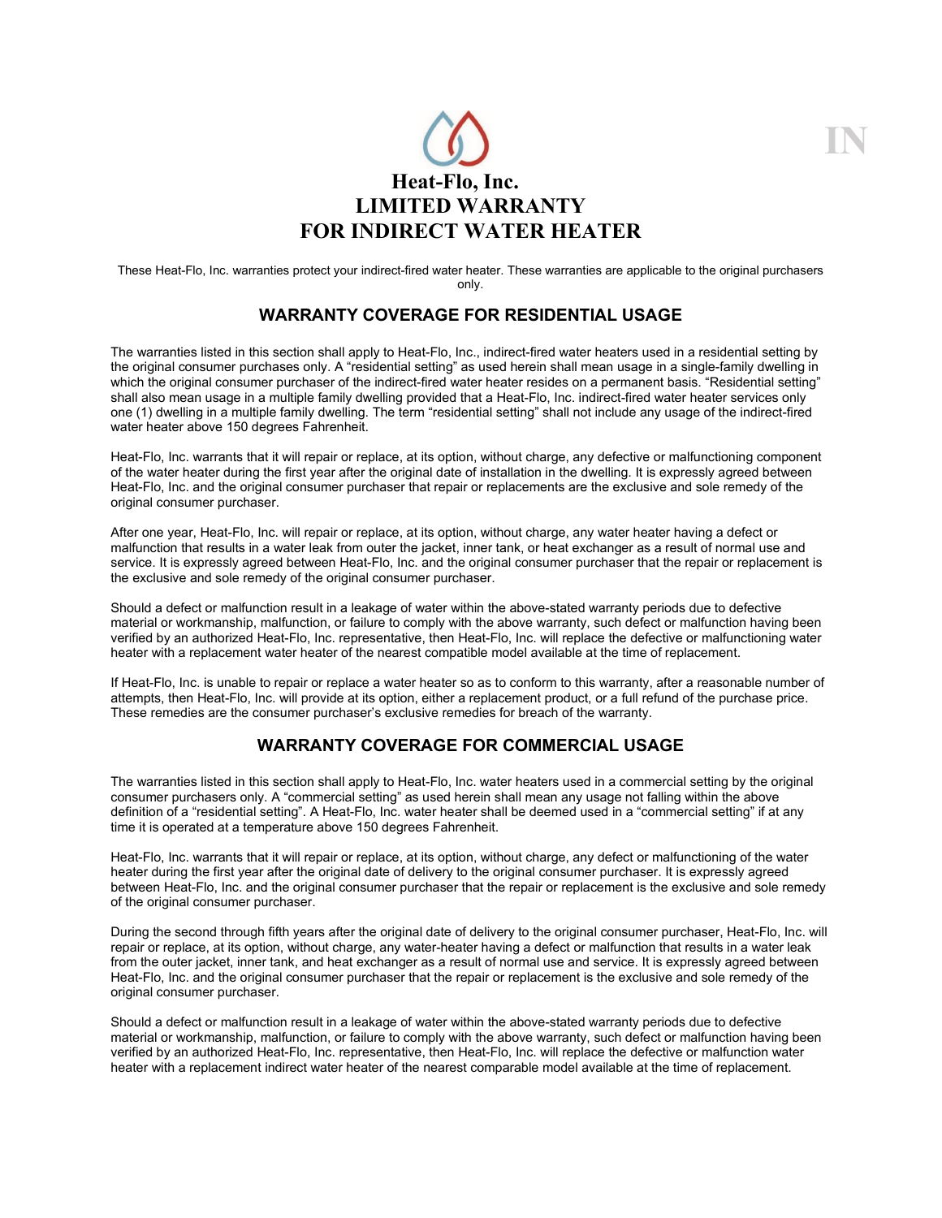# Heat-Flo, Inc.
# LIMITED WARRANTY
# FOR INDIRECT WATER HEATER

These Heat-Flo, Inc. warranties protect your indirect-fired water heater. These warranties are applicable to the original purchasers only.

## WARRANTY COVERAGE FOR RESIDENTIAL USAGE

The warranties listed in this section shall apply to Heat-Flo, Inc., indirect-fired water heaters used in a residential setting by the original consumer purchases only. A "residential setting" as used herein shall mean usage in a single-family dwelling in which the original consumer purchaser of the indirect-fired water heater resides on a permanent basis. "Residential setting" shall also mean usage in a multiple family dwelling provided that a Heat-Flo, Inc. indirect-fired water heater services only one (1) dwelling in a multiple family dwelling. The term "residential setting" shall not include any usage of the indirect-fired water heater above 150 degrees Fahrenheit.

Heat-Flo, Inc. warrants that it will repair or replace, at its option, without charge, any defective or malfunctioning component of the water heater during the first year after the original date of installation in the dwelling. It is expressly agreed between Heat-Flo, Inc. and the original consumer purchaser that repair or replacements are the exclusive and sole remedy of the original consumer purchaser.

After one year, Heat-Flo, Inc. will repair or replace, at its option, without charge, any water heater having a defect or malfunction that results in a water leak from outer the jacket, inner tank, or heat exchanger as a result of normal use and service. It is expressly agreed between Heat-Flo, Inc. and the original consumer purchaser that the repair or replacement is the exclusive and sole remedy of the original consumer purchaser.

Should a defect or malfunction result in a leakage of water within the above-stated warranty periods due to defective material or workmanship, malfunction, or failure to comply with the above warranty, such defect or malfunction having been verified by an authorized Heat-Flo, Inc. representative, then Heat-Flo, Inc. will replace the defective or malfunctioning water heater with a replacement water heater of the nearest compatible model available at the time of replacement.

If Heat-Flo, Inc. is unable to repair or replace a water heater so as to conform to this warranty, after a reasonable number of attempts, then Heat-Flo, Inc. will provide at its option, either a replacement product, or a full refund of the purchase price. These remedies are the consumer purchaser's exclusive remedies for breach of the warranty.

## WARRANTY COVERAGE FOR COMMERCIAL USAGE

The warranties listed in this section shall apply to Heat-Flo, Inc. water heaters used in a commercial setting by the original consumer purchasers only. A "commercial setting" as used herein shall mean any usage not falling within the above definition of a "residential setting". A Heat-Flo, Inc. water heater shall be deemed used in a "commercial setting" if at any time it is operated at a temperature above 150 degrees Fahrenheit.

Heat-Flo, Inc. warrants that it will repair or replace, at its option, without charge, any defect or malfunctioning of the water heater during the first year after the original date of delivery to the original consumer purchaser. It is expressly agreed between Heat-Flo, Inc. and the original consumer purchaser that the repair or replacement is the exclusive and sole remedy of the original consumer purchaser.

During the second through fifth years after the original date of delivery to the original consumer purchaser, Heat-Flo, Inc. will repair or replace, at its option, without charge, any water-heater having a defect or malfunction that results in a water leak from the outer jacket, inner tank, and heat exchanger as a result of normal use and service. It is expressly agreed between Heat-Flo, Inc. and the original consumer purchaser that the repair or replacement is the exclusive and sole remedy of the original consumer purchaser.

Should a defect or malfunction result in a leakage of water within the above-stated warranty periods due to defective material or workmanship, malfunction, or failure to comply with the above warranty, such defect or malfunction having been verified by an authorized Heat-Flo, Inc. representative, then Heat-Flo, Inc. will replace the defective or malfunction water heater with a replacement indirect water heater of the nearest comparable model available at the time of replacement.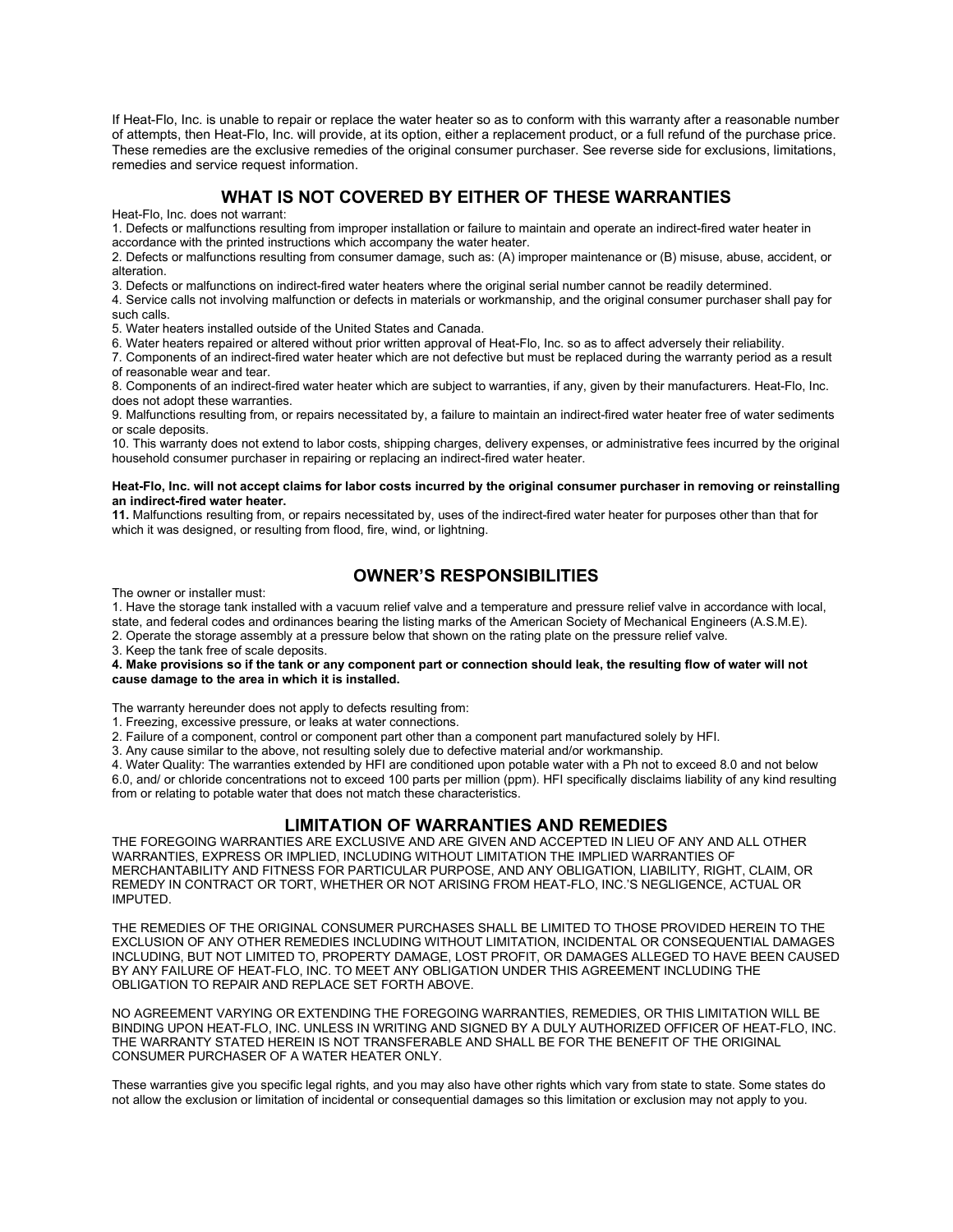If Heat-Flo, Inc. is unable to repair or replace the water heater so as to conform with this warranty after a reasonable number of attempts, then Heat-Flo, Inc. will provide, at its option, either a replacement product, or a full refund of the purchase price. These remedies are the exclusive remedies of the original consumer purchaser. See reverse side for exclusions, limitations, remedies and service request information.

## WHAT IS NOT COVERED BY EITHER OF THESE WARRANTIES

Heat-Flo, Inc. does not warrant:

1. Defects or malfunctions resulting from improper installation or failure to maintain and operate an indirect-fired water heater in accordance with the printed instructions which accompany the water heater.
2. Defects or malfunctions resulting from consumer damage, such as: (A) improper maintenance or (B) misuse, abuse, accident, or alteration.
3. Defects or malfunctions on indirect-fired water heaters where the original serial number cannot be readily determined.
4. Service calls not involving malfunction or defects in materials or workmanship, and the original consumer purchaser shall pay for such calls.
5. Water heaters installed outside of the United States and Canada.
6. Water heaters repaired or altered without prior written approval of Heat-Flo, Inc. so as to affect adversely their reliability.
7. Components of an indirect-fired water heater which are not defective but must be replaced during the warranty period as a result of reasonable wear and tear.
8. Components of an indirect-fired water heater which are subject to warranties, if any, given by their manufacturers. Heat-Flo, Inc. does not adopt these warranties.
9. Malfunctions resulting from, or repairs necessitated by, a failure to maintain an indirect-fired water heater free of water sediments or scale deposits.
10. This warranty does not extend to labor costs, shipping charges, delivery expenses, or administrative fees incurred by the original household consumer purchaser in repairing or replacing an indirect-fired water heater.

**Heat-Flo, Inc. will not accept claims for labor costs incurred by the original consumer purchaser in removing or reinstalling an indirect-fired water heater.**

**11.** Malfunctions resulting from, or repairs necessitated by, uses of the indirect-fired water heater for purposes other than that for which it was designed, or resulting from flood, fire, wind, or lightning.

## OWNER'S RESPONSIBILITIES

The owner or installer must:

1. Have the storage tank installed with a vacuum relief valve and a temperature and pressure relief valve in accordance with local, state, and federal codes and ordinances bearing the listing marks of the American Society of Mechanical Engineers (A.S.M.E).
2. Operate the storage assembly at a pressure below that shown on the rating plate on the pressure relief valve.
3. Keep the tank free of scale deposits.
4. **Make provisions so if the tank or any component part or connection should leak, the resulting flow of water will not cause damage to the area in which it is installed.**

The warranty hereunder does not apply to defects resulting from:

1. Freezing, excessive pressure, or leaks at water connections.
2. Failure of a component, control or component part other than a component part manufactured solely by HFI.
3. Any cause similar to the above, not resulting solely due to defective material and/or workmanship.
4. Water Quality: The warranties extended by HFI are conditioned upon potable water with a Ph not to exceed 8.0 and not below 6.0, and/ or chloride concentrations not to exceed 100 parts per million (ppm). HFI specifically disclaims liability of any kind resulting from or relating to potable water that does not match these characteristics.

## LIMITATION OF WARRANTIES AND REMEDIES

THE FOREGOING WARRANTIES ARE EXCLUSIVE AND ARE GIVEN AND ACCEPTED IN LIEU OF ANY AND ALL OTHER WARRANTIES, EXPRESS OR IMPLIED, INCLUDING WITHOUT LIMITATION THE IMPLIED WARRANTIES OF MERCHANTABILITY AND FITNESS FOR PARTICULAR PURPOSE, AND ANY OBLIGATION, LIABILITY, RIGHT, CLAIM, OR REMEDY IN CONTRACT OR TORT, WHETHER OR NOT ARISING FROM HEAT-FLO, INC.'S NEGLIGENCE, ACTUAL OR IMPUTED.

THE REMEDIES OF THE ORIGINAL CONSUMER PURCHASES SHALL BE LIMITED TO THOSE PROVIDED HEREIN TO THE EXCLUSION OF ANY OTHER REMEDIES INCLUDING WITHOUT LIMITATION, INCIDENTAL OR CONSEQUENTIAL DAMAGES INCLUDING, BUT NOT LIMITED TO, PROPERTY DAMAGE, LOST PROFIT, OR DAMAGES ALLEGED TO HAVE BEEN CAUSED BY ANY FAILURE OF HEAT-FLO, INC. TO MEET ANY OBLIGATION UNDER THIS AGREEMENT INCLUDING THE OBLIGATION TO REPAIR AND REPLACE SET FORTH ABOVE.

NO AGREEMENT VARYING OR EXTENDING THE FOREGOING WARRANTIES, REMEDIES, OR THIS LIMITATION WILL BE BINDING UPON HEAT-FLO, INC. UNLESS IN WRITING AND SIGNED BY A DULY AUTHORIZED OFFICER OF HEAT-FLO, INC. THE WARRANTY STATED HEREIN IS NOT TRANSFERABLE AND SHALL BE FOR THE BENEFIT OF THE ORIGINAL CONSUMER PURCHASER OF A WATER HEATER ONLY.

These warranties give you specific legal rights, and you may also have other rights which vary from state to state. Some states do not allow the exclusion or limitation of incidental or consequential damages so this limitation or exclusion may not apply to you.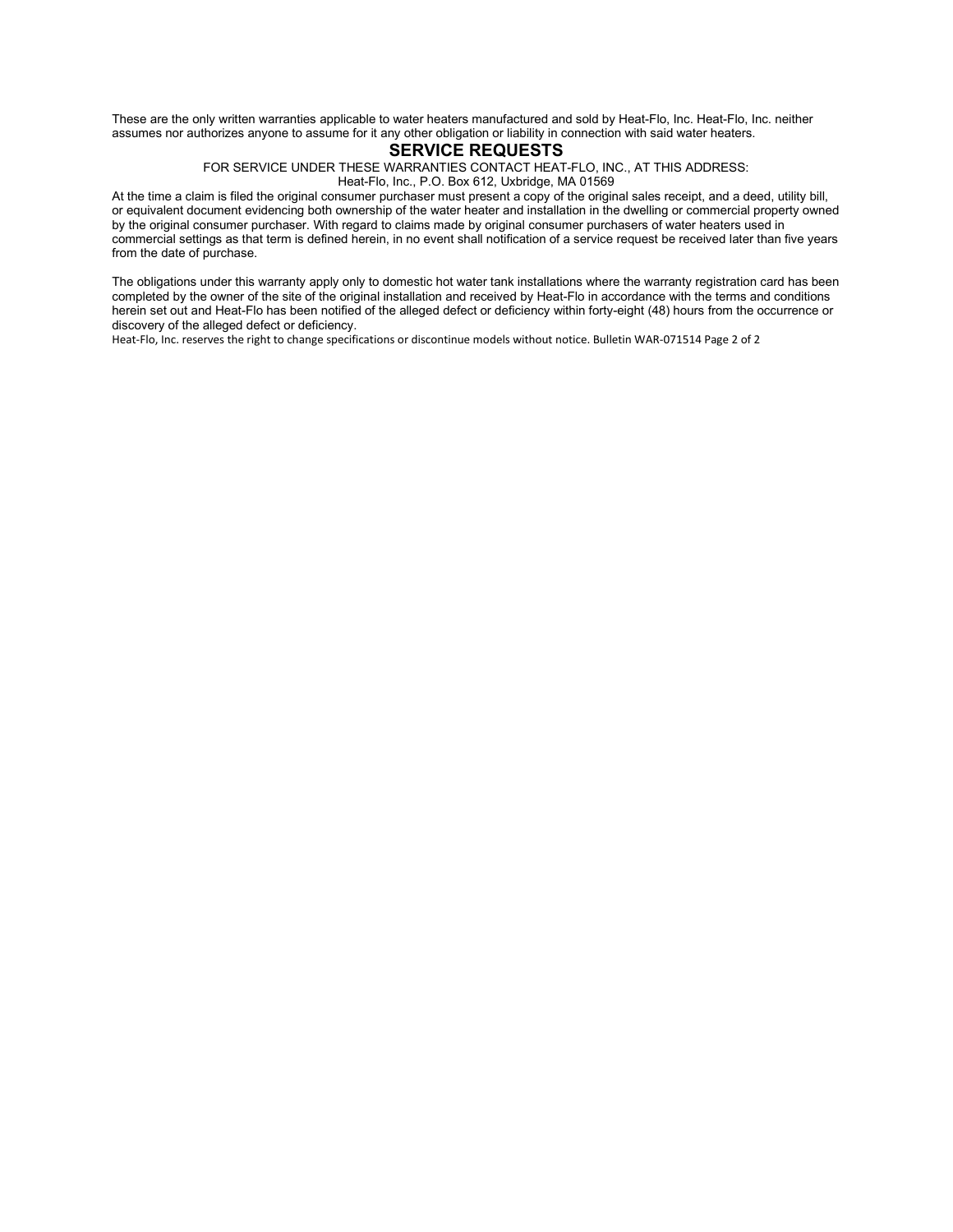These are the only written warranties applicable to water heaters manufactured and sold by Heat-Flo, Inc. Heat-Flo, Inc. neither assumes nor authorizes anyone to assume for it any other obligation or liability in connection with said water heaters.

## SERVICE REQUESTS

FOR SERVICE UNDER THESE WARRANTIES CONTACT HEAT-FLO, INC., AT THIS ADDRESS:
Heat-Flo, Inc., P.O. Box 612, Uxbridge, MA 01569

At the time a claim is filed the original consumer purchaser must present a copy of the original sales receipt, and a deed, utility bill, or equivalent document evidencing both ownership of the water heater and installation in the dwelling or commercial property owned by the original consumer purchaser. With regard to claims made by original consumer purchasers of water heaters used in commercial settings as that term is defined herein, in no event shall notification of a service request be received later than five years from the date of purchase.

The obligations under this warranty apply only to domestic hot water tank installations where the warranty registration card has been completed by the owner of the site of the original installation and received by Heat-Flo in accordance with the terms and conditions herein set out and Heat-Flo has been notified of the alleged defect or deficiency within forty-eight (48) hours from the occurrence or discovery of the alleged defect or deficiency.

Heat-Flo, Inc. reserves the right to change specifications or discontinue models without notice. Bulletin WAR-071514